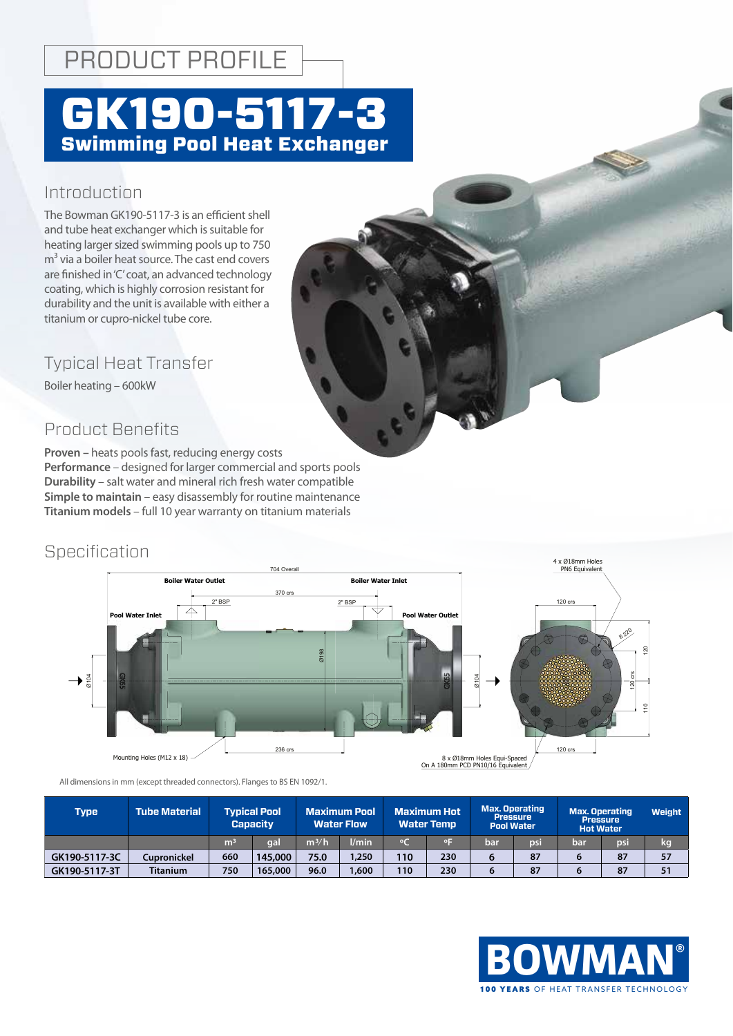# PRODUCT PROFILE

# GK190-5117-3

## Swimming Pool Heat Exchanger

## Introduction

The Bowman GK190-5117-3 is an efficient shell and tube heat exchanger which is suitable for heating larger sized swimming pools up to 750 m$^3$ via a boiler heat source. The cast end covers are finished in 'C' coat, an advanced technology coating, which is highly corrosion resistant for durability and the unit is available with either a titanium or cupro-nickel tube core.

## Typical Heat Transfer

Boiler heating – 600kW

## Product Benefits

**Proven** – heats pools fast, reducing energy costs
**Performance** – designed for larger commercial and sports pools
**Durability** – salt water and mineral rich fresh water compatible
**Simple to maintain** – easy disassembly for routine maintenance
**Titanium models** – full 10 year warranty on titanium materials

## Specification

704 Overall

Boiler Water Outlet

Boiler Water Inlet

370 crs

2" BSP

2" BSP

Pool Water Inlet

Pool Water Outlet

Ø104

Ø198

Ø104

236 crs

Mounting Holes (M12 x 18)

4 x Ø18mm Holes PN6 Equivalent

120 crs

R 220

120

120 crs

110

120 crs

8 x Ø18mm Holes Equi-Spaced On A 180mm PCD PN10/16 Equivalent

All dimensions in mm (except threaded connectors). Flanges to BS EN 1092/1.

| Type | Tube Material | Typical Pool Capacity | | Maximum Pool Water Flow | | Maximum Hot Water Temp | | Max. Operating Pressure Pool Water | | Max. Operating Pressure Hot Water | | Weight |
|---|---|---|---|---|---|---|---|---|---|---|---|---|
| | | m³ | gal | m³/h | l/min | °C | °F | bar | psi | bar | psi | kg |
| GK190-5117-3C | Cupronickel | 660 | 145,000 | 75.0 | 1,250 | 110 | 230 | 6 | 87 | 6 | 87 | 57 |
| GK190-5117-3T | Titanium | 750 | 165,000 | 96.0 | 1,600 | 110 | 230 | 6 | 87 | 6 | 87 | 51 |

BOWMAN®
100 YEARS OF HEAT TRANSFER TECHNOLOGY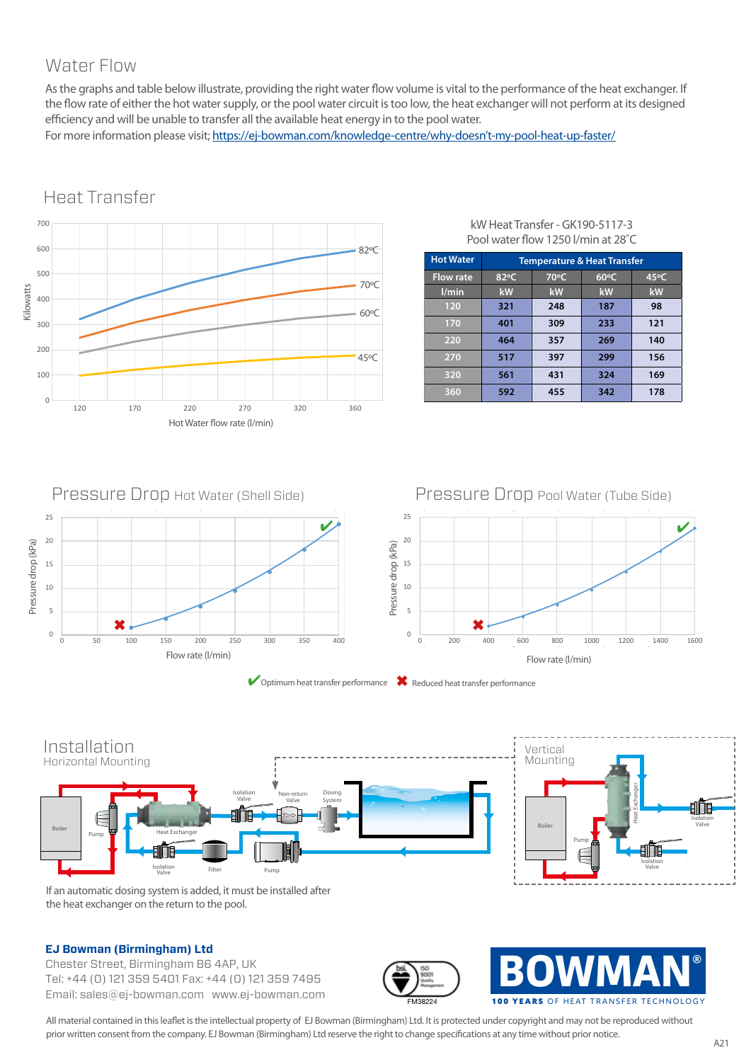# Water Flow

As the graphs and table below illustrate, providing the right water flow volume is vital to the performance of the heat exchanger. If the flow rate of either the hot water supply, or the pool water circuit is too low, the heat exchanger will not perform at its designed efficiency and will be unable to transfer all the available heat energy in to the pool water.

For more information please visit; https://ej-bowman.com/knowledge-centre/why-doesn't-my-pool-heat-up-faster/

## Heat Transfer

Kilowatts

700
600
500
400
300
200
100
0

120 170 220 270 320 360

Hot Water flow rate (l/min)

82ºC
70ºC
60ºC
45ºC

kW Heat Transfer - GK190-5117-3
Pool water flow 1250 l/min at 28˚C

| Hot Water | Temperature & Heat Transfer | | | |
|---|---|---|---|---|
| Flow rate | 82ºC | 70ºC | 60ºC | 45ºC |
| l/min | kW | kW | kW | kW |
| 120 | 321 | 248 | 187 | 98 |
| 170 | 401 | 309 | 233 | 121 |
| 220 | 464 | 357 | 269 | 140 |
| 270 | 517 | 397 | 299 | 156 |
| 320 | 561 | 431 | 324 | 169 |
| 360 | 592 | 455 | 342 | 178 |

## Pressure Drop Hot Water (Shell Side)

Pressure drop (kPa)

25
20
15
10
5
0

0 50 100 150 200 250 300 350 400

Flow rate (l/min)

## Pressure Drop Pool Water (Tube Side)

Pressure drop (kPa)

25
20
15
10
5
0

0 200 400 600 800 1000 1200 1400 1600

Flow rate (l/min)

✔ Optimum heat transfer performance ✖ Reduced heat transfer performance

## Installation

Horizontal Mounting

Boiler
Pump
Heat Exchanger
Isolation Valve
Non-return Valve
Dosing System
Isolation Valve
Filter
Pump

Vertical Mounting

Boiler
Pump
Heat Exchanger
Isolation Valve
Isolation Valve

If an automatic dosing system is added, it must be installed after the heat exchanger on the return to the pool.

**EJ Bowman (Birmingham) Ltd**
Chester Street, Birmingham B6 4AP, UK
Tel: +44 (0) 121 359 5401 Fax: +44 (0) 121 359 7495
Email: sales@ej-bowman.com www.ej-bowman.com

bsi. ISO 9001 Quality Management
FM38224

BOWMAN®
100 YEARS OF HEAT TRANSFER TECHNOLOGY

All material contained in this leaflet is the intellectual property of EJ Bowman (Birmingham) Ltd. It is protected under copyright and may not be reproduced without prior written consent from the company. EJ Bowman (Birmingham) Ltd reserve the right to change specifications at any time without prior notice.